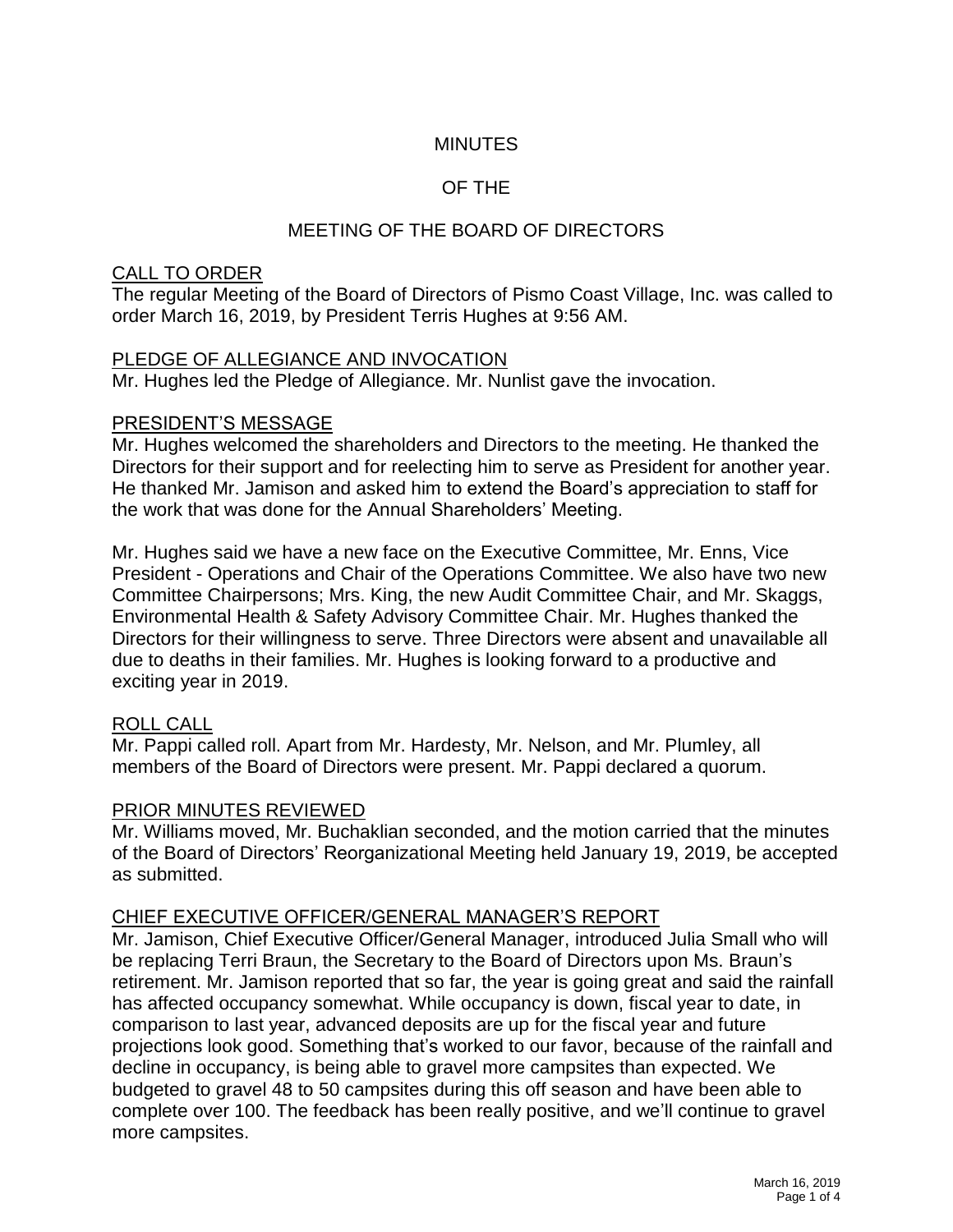# MINUTES

# OF THE

# MEETING OF THE BOARD OF DIRECTORS

## CALL TO ORDER

The regular Meeting of the Board of Directors of Pismo Coast Village, Inc. was called to order March 16, 2019, by President Terris Hughes at 9:56 AM.

## PLEDGE OF ALLEGIANCE AND INVOCATION

Mr. Hughes led the Pledge of Allegiance. Mr. Nunlist gave the invocation.

## PRESIDENT'S MESSAGE

Mr. Hughes welcomed the shareholders and Directors to the meeting. He thanked the Directors for their support and for reelecting him to serve as President for another year. He thanked Mr. Jamison and asked him to extend the Board's appreciation to staff for the work that was done for the Annual Shareholders' Meeting.

Mr. Hughes said we have a new face on the Executive Committee, Mr. Enns, Vice President - Operations and Chair of the Operations Committee. We also have two new Committee Chairpersons; Mrs. King, the new Audit Committee Chair, and Mr. Skaggs, Environmental Health & Safety Advisory Committee Chair. Mr. Hughes thanked the Directors for their willingness to serve. Three Directors were absent and unavailable all due to deaths in their families. Mr. Hughes is looking forward to a productive and exciting year in 2019.

## ROLL CALL

Mr. Pappi called roll. Apart from Mr. Hardesty, Mr. Nelson, and Mr. Plumley, all members of the Board of Directors were present. Mr. Pappi declared a quorum.

## PRIOR MINUTES REVIEWED

Mr. Williams moved, Mr. Buchaklian seconded, and the motion carried that the minutes of the Board of Directors' Reorganizational Meeting held January 19, 2019, be accepted as submitted.

## CHIEF EXECUTIVE OFFICER/GENERAL MANAGER'S REPORT

Mr. Jamison, Chief Executive Officer/General Manager, introduced Julia Small who will be replacing Terri Braun, the Secretary to the Board of Directors upon Ms. Braun's retirement. Mr. Jamison reported that so far, the year is going great and said the rainfall has affected occupancy somewhat. While occupancy is down, fiscal year to date, in comparison to last year, advanced deposits are up for the fiscal year and future projections look good. Something that's worked to our favor, because of the rainfall and decline in occupancy, is being able to gravel more campsites than expected. We budgeted to gravel 48 to 50 campsites during this off season and have been able to complete over 100. The feedback has been really positive, and we'll continue to gravel more campsites.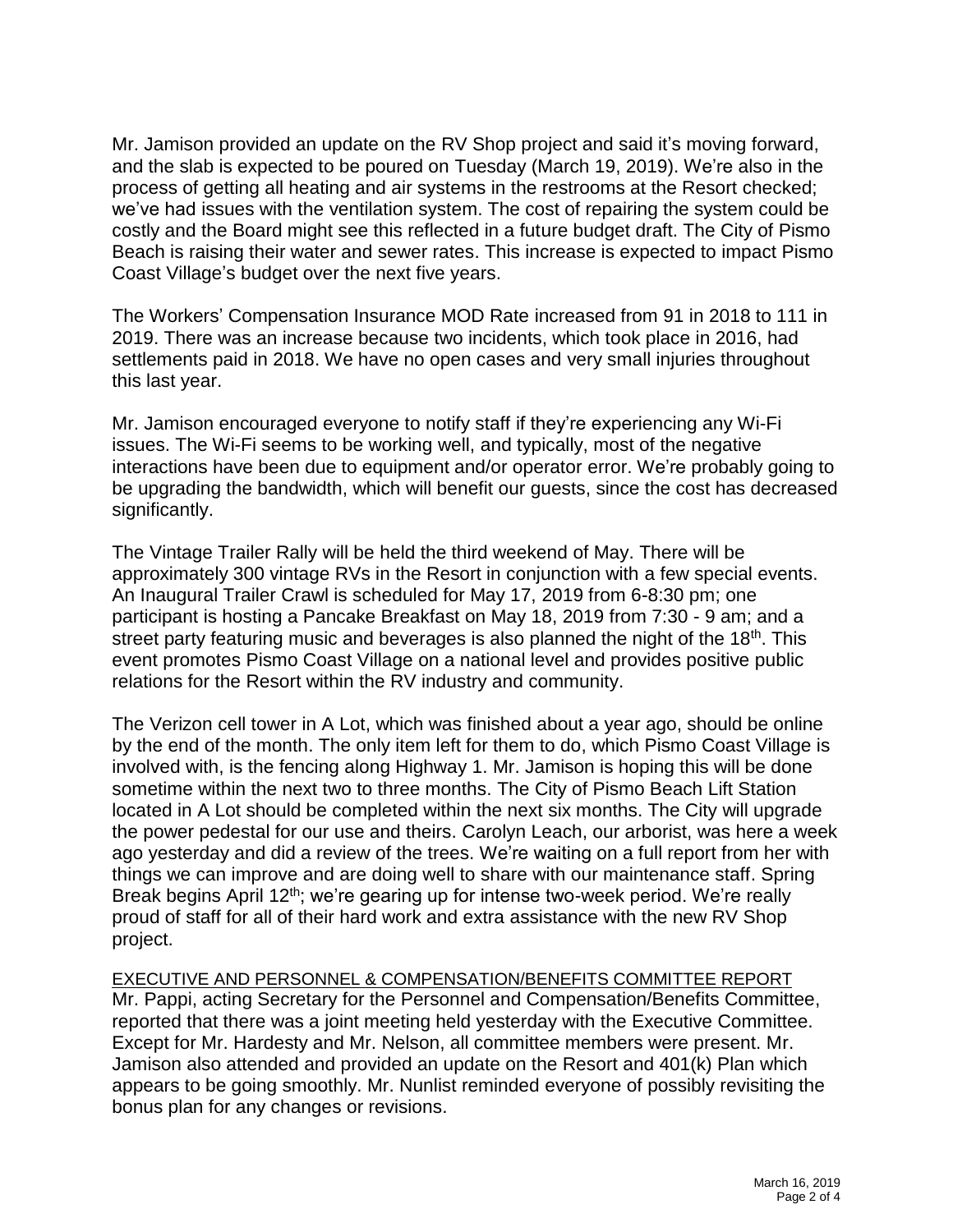Mr. Jamison provided an update on the RV Shop project and said it's moving forward, and the slab is expected to be poured on Tuesday (March 19, 2019). We're also in the process of getting all heating and air systems in the restrooms at the Resort checked; we've had issues with the ventilation system. The cost of repairing the system could be costly and the Board might see this reflected in a future budget draft. The City of Pismo Beach is raising their water and sewer rates. This increase is expected to impact Pismo Coast Village's budget over the next five years.

The Workers' Compensation Insurance MOD Rate increased from 91 in 2018 to 111 in 2019. There was an increase because two incidents, which took place in 2016, had settlements paid in 2018. We have no open cases and very small injuries throughout this last year.

Mr. Jamison encouraged everyone to notify staff if they're experiencing any Wi-Fi issues. The Wi-Fi seems to be working well, and typically, most of the negative interactions have been due to equipment and/or operator error. We're probably going to be upgrading the bandwidth, which will benefit our guests, since the cost has decreased significantly.

The Vintage Trailer Rally will be held the third weekend of May. There will be approximately 300 vintage RVs in the Resort in conjunction with a few special events. An Inaugural Trailer Crawl is scheduled for May 17, 2019 from 6-8:30 pm; one participant is hosting a Pancake Breakfast on May 18, 2019 from 7:30 - 9 am; and a street party featuring music and beverages is also planned the night of the 18th. This event promotes Pismo Coast Village on a national level and provides positive public relations for the Resort within the RV industry and community.

The Verizon cell tower in A Lot, which was finished about a year ago, should be online by the end of the month. The only item left for them to do, which Pismo Coast Village is involved with, is the fencing along Highway 1. Mr. Jamison is hoping this will be done sometime within the next two to three months. The City of Pismo Beach Lift Station located in A Lot should be completed within the next six months. The City will upgrade the power pedestal for our use and theirs. Carolyn Leach, our arborist, was here a week ago yesterday and did a review of the trees. We're waiting on a full report from her with things we can improve and are doing well to share with our maintenance staff. Spring Break begins April 12th; we're gearing up for intense two-week period. We're really proud of staff for all of their hard work and extra assistance with the new RV Shop project.

EXECUTIVE AND PERSONNEL & COMPENSATION/BENEFITS COMMITTEE REPORT

Mr. Pappi, acting Secretary for the Personnel and Compensation/Benefits Committee, reported that there was a joint meeting held yesterday with the Executive Committee. Except for Mr. Hardesty and Mr. Nelson, all committee members were present. Mr. Jamison also attended and provided an update on the Resort and 401(k) Plan which appears to be going smoothly. Mr. Nunlist reminded everyone of possibly revisiting the bonus plan for any changes or revisions.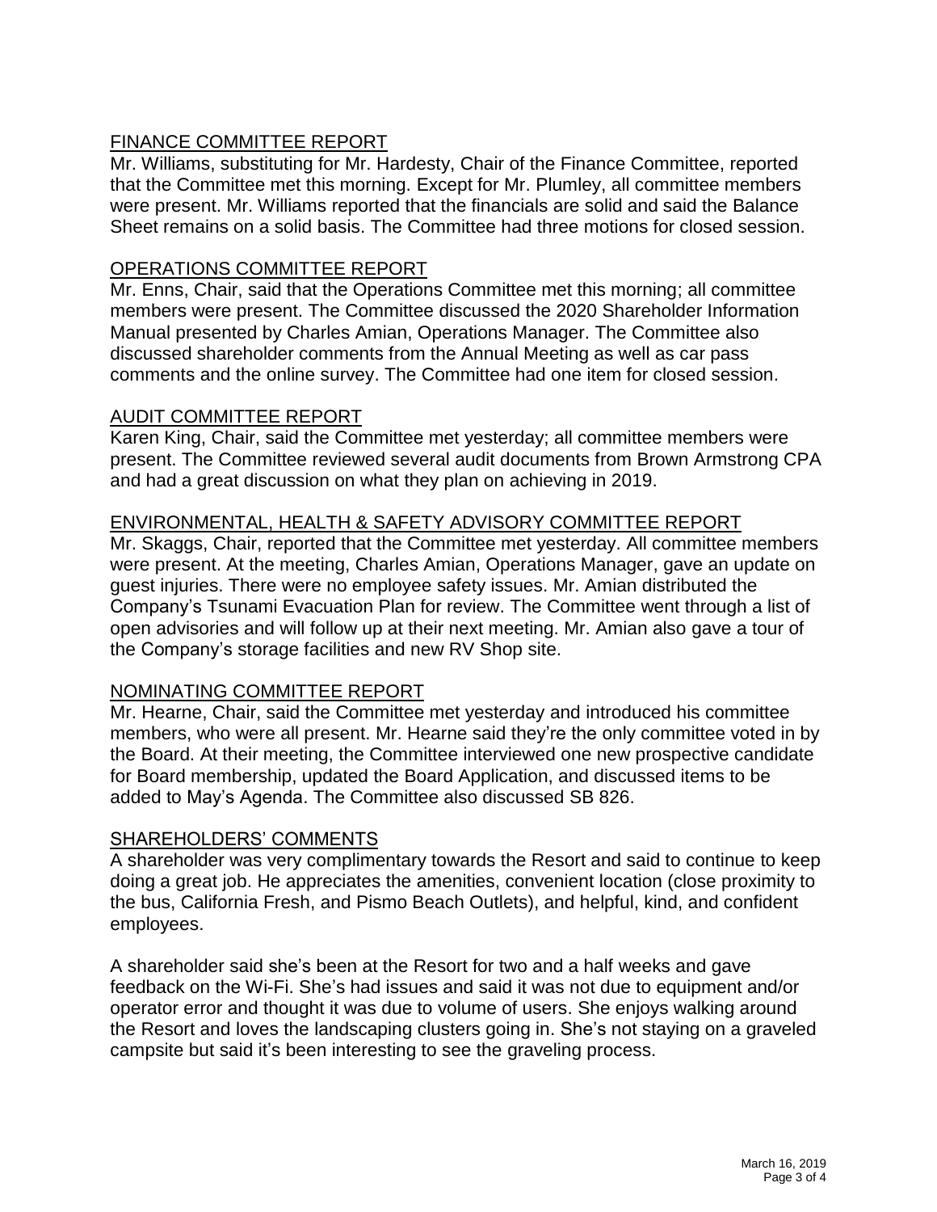## FINANCE COMMITTEE REPORT

Mr. Williams, substituting for Mr. Hardesty, Chair of the Finance Committee, reported that the Committee met this morning. Except for Mr. Plumley, all committee members were present. Mr. Williams reported that the financials are solid and said the Balance Sheet remains on a solid basis. The Committee had three motions for closed session.

## OPERATIONS COMMITTEE REPORT

Mr. Enns, Chair, said that the Operations Committee met this morning; all committee members were present. The Committee discussed the 2020 Shareholder Information Manual presented by Charles Amian, Operations Manager. The Committee also discussed shareholder comments from the Annual Meeting as well as car pass comments and the online survey. The Committee had one item for closed session.

## AUDIT COMMITTEE REPORT

Karen King, Chair, said the Committee met yesterday; all committee members were present. The Committee reviewed several audit documents from Brown Armstrong CPA and had a great discussion on what they plan on achieving in 2019.

## ENVIRONMENTAL, HEALTH & SAFETY ADVISORY COMMITTEE REPORT

Mr. Skaggs, Chair, reported that the Committee met yesterday. All committee members were present. At the meeting, Charles Amian, Operations Manager, gave an update on guest injuries. There were no employee safety issues. Mr. Amian distributed the Company's Tsunami Evacuation Plan for review. The Committee went through a list of open advisories and will follow up at their next meeting. Mr. Amian also gave a tour of the Company's storage facilities and new RV Shop site.

## NOMINATING COMMITTEE REPORT

Mr. Hearne, Chair, said the Committee met yesterday and introduced his committee members, who were all present. Mr. Hearne said they're the only committee voted in by the Board. At their meeting, the Committee interviewed one new prospective candidate for Board membership, updated the Board Application, and discussed items to be added to May's Agenda. The Committee also discussed SB 826.

## SHAREHOLDERS' COMMENTS

A shareholder was very complimentary towards the Resort and said to continue to keep doing a great job. He appreciates the amenities, convenient location (close proximity to the bus, California Fresh, and Pismo Beach Outlets), and helpful, kind, and confident employees.

A shareholder said she's been at the Resort for two and a half weeks and gave feedback on the Wi-Fi. She's had issues and said it was not due to equipment and/or operator error and thought it was due to volume of users. She enjoys walking around the Resort and loves the landscaping clusters going in. She's not staying on a graveled campsite but said it's been interesting to see the graveling process.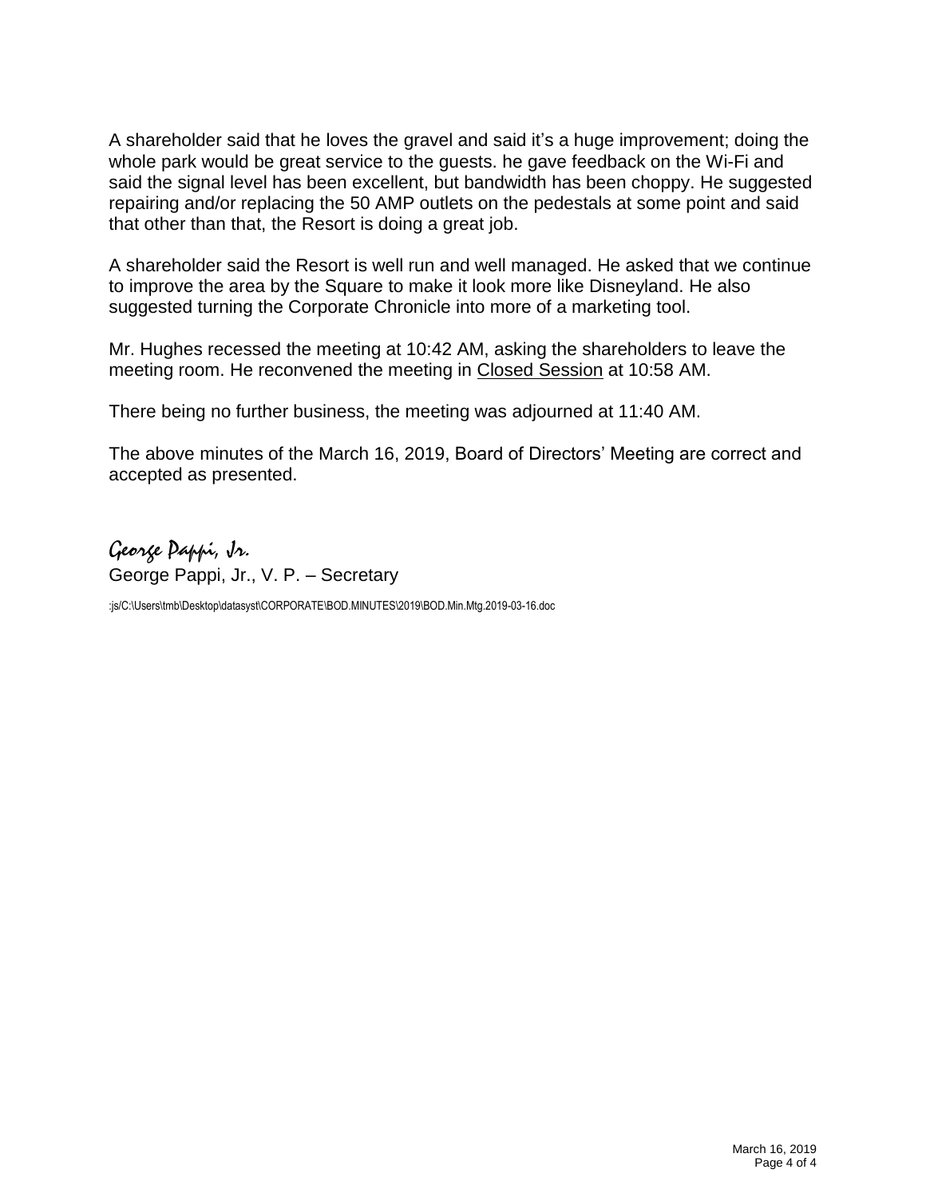A shareholder said that he loves the gravel and said it's a huge improvement; doing the whole park would be great service to the guests. he gave feedback on the Wi-Fi and said the signal level has been excellent, but bandwidth has been choppy. He suggested repairing and/or replacing the 50 AMP outlets on the pedestals at some point and said that other than that, the Resort is doing a great job.

A shareholder said the Resort is well run and well managed. He asked that we continue to improve the area by the Square to make it look more like Disneyland. He also suggested turning the Corporate Chronicle into more of a marketing tool.

Mr. Hughes recessed the meeting at 10:42 AM, asking the shareholders to leave the meeting room. He reconvened the meeting in Closed Session at 10:58 AM.

There being no further business, the meeting was adjourned at 11:40 AM.

The above minutes of the March 16, 2019, Board of Directors' Meeting are correct and accepted as presented.

*George Pappi, Jr.*

George Pappi, Jr., V. P. – Secretary

:js/C:\Users\tmb\Desktop\datasyst\CORPORATE\BOD.MINUTES\2019\BOD.Min.Mtg.2019-03-16.doc